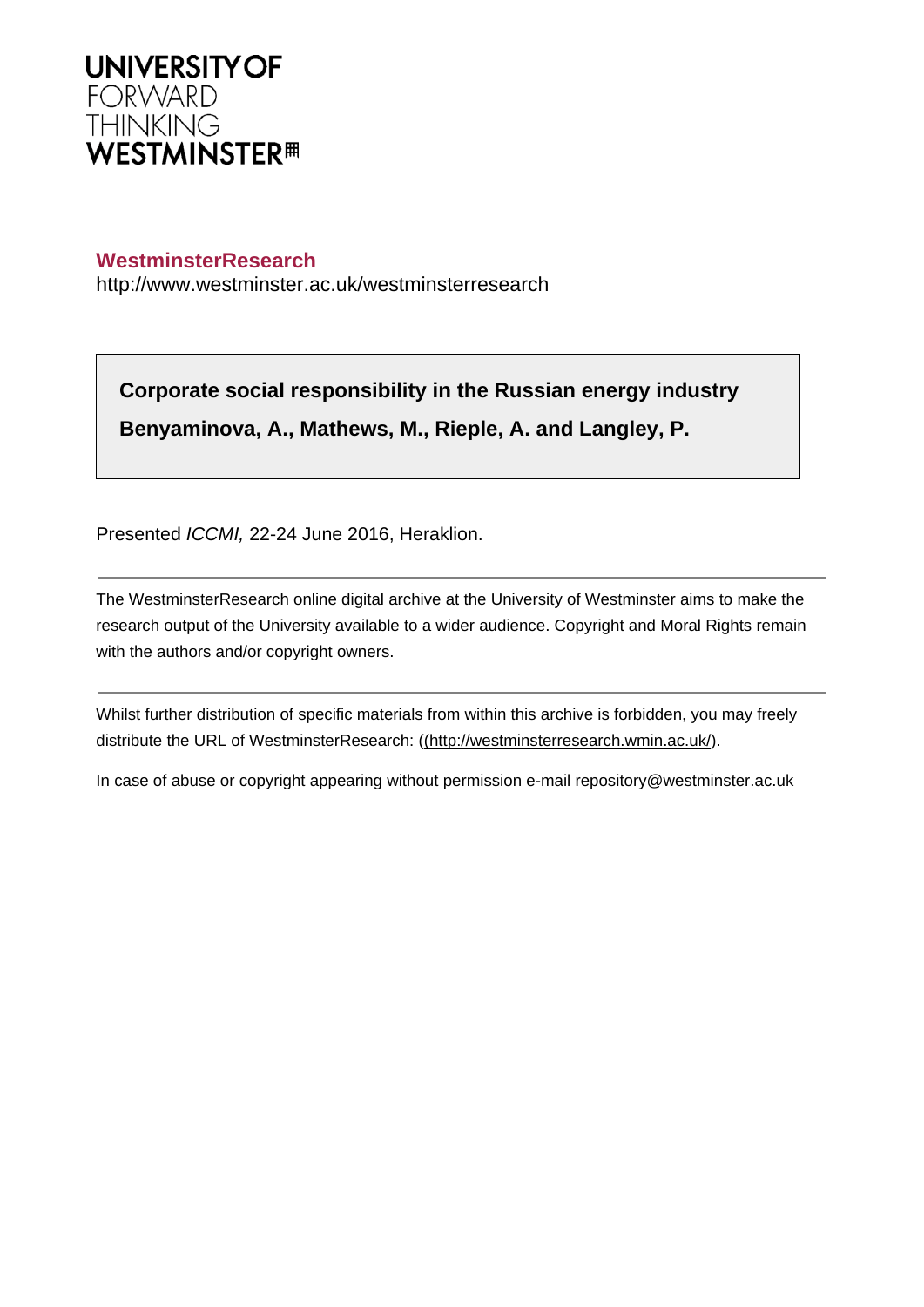UNIVERSITY OF
FORWARD
THINKING
WESTMINSTER

**WestminsterResearch**
http://www.westminster.ac.uk/westminsterresearch

**Corporate social responsibility in the Russian energy industry**

**Benyaminova, A., Mathews, M., Rieple, A. and Langley, P.**

Presented *ICCMI,* 22-24 June 2016, Heraklion.

---

The WestminsterResearch online digital archive at the University of Westminster aims to make the research output of the University available to a wider audience. Copyright and Moral Rights remain with the authors and/or copyright owners.

---

Whilst further distribution of specific materials from within this archive is forbidden, you may freely distribute the URL of WestminsterResearch: ((http://westminsterresearch.wmin.ac.uk/).

In case of abuse or copyright appearing without permission e-mail repository@westminster.ac.uk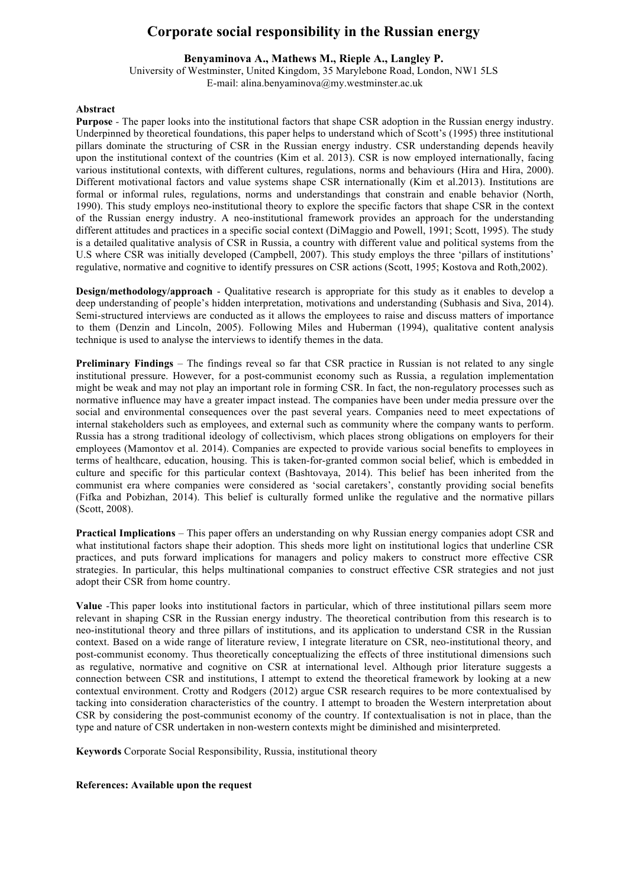# Corporate social responsibility in the Russian energy

**Benyaminova A., Mathews M., Rieple A., Langley P.**

University of Westminster, United Kingdom, 35 Marylebone Road, London, NW1 5LS

E-mail: alina.benyaminova@my.westminster.ac.uk

**Abstract**

**Purpose** - The paper looks into the institutional factors that shape CSR adoption in the Russian energy industry. Underpinned by theoretical foundations, this paper helps to understand which of Scott's (1995) three institutional pillars dominate the structuring of CSR in the Russian energy industry. CSR understanding depends heavily upon the institutional context of the countries (Kim et al. 2013). CSR is now employed internationally, facing various institutional contexts, with different cultures, regulations, norms and behaviours (Hira and Hira, 2000). Different motivational factors and value systems shape CSR internationally (Kim et al.2013). Institutions are formal or informal rules, regulations, norms and understandings that constrain and enable behavior (North, 1990). This study employs neo-institutional theory to explore the specific factors that shape CSR in the context of the Russian energy industry. A neo-institutional framework provides an approach for the understanding different attitudes and practices in a specific social context (DiMaggio and Powell, 1991; Scott, 1995). The study is a detailed qualitative analysis of CSR in Russia, a country with different value and political systems from the U.S where CSR was initially developed (Campbell, 2007). This study employs the three 'pillars of institutions' regulative, normative and cognitive to identify pressures on CSR actions (Scott, 1995; Kostova and Roth,2002).

**Design/methodology/approach** - Qualitative research is appropriate for this study as it enables to develop a deep understanding of people's hidden interpretation, motivations and understanding (Subhasis and Siva, 2014). Semi-structured interviews are conducted as it allows the employees to raise and discuss matters of importance to them (Denzin and Lincoln, 2005). Following Miles and Huberman (1994), qualitative content analysis technique is used to analyse the interviews to identify themes in the data.

**Preliminary Findings** – The findings reveal so far that CSR practice in Russian is not related to any single institutional pressure. However, for a post-communist economy such as Russia, a regulation implementation might be weak and may not play an important role in forming CSR. In fact, the non-regulatory processes such as normative influence may have a greater impact instead. The companies have been under media pressure over the social and environmental consequences over the past several years. Companies need to meet expectations of internal stakeholders such as employees, and external such as community where the company wants to perform. Russia has a strong traditional ideology of collectivism, which places strong obligations on employers for their employees (Mamontov et al. 2014). Companies are expected to provide various social benefits to employees in terms of healthcare, education, housing. This is taken-for-granted common social belief, which is embedded in culture and specific for this particular context (Bashtovaya, 2014). This belief has been inherited from the communist era where companies were considered as 'social caretakers', constantly providing social benefits (Fifka and Pobizhan, 2014). This belief is culturally formed unlike the regulative and the normative pillars (Scott, 2008).

**Practical Implications** – This paper offers an understanding on why Russian energy companies adopt CSR and what institutional factors shape their adoption. This sheds more light on institutional logics that underline CSR practices, and puts forward implications for managers and policy makers to construct more effective CSR strategies. In particular, this helps multinational companies to construct effective CSR strategies and not just adopt their CSR from home country.

**Value** -This paper looks into institutional factors in particular, which of three institutional pillars seem more relevant in shaping CSR in the Russian energy industry. The theoretical contribution from this research is to neo-institutional theory and three pillars of institutions, and its application to understand CSR in the Russian context. Based on a wide range of literature review, I integrate literature on CSR, neo-institutional theory, and post-communist economy. Thus theoretically conceptualizing the effects of three institutional dimensions such as regulative, normative and cognitive on CSR at international level. Although prior literature suggests a connection between CSR and institutions, I attempt to extend the theoretical framework by looking at a new contextual environment. Crotty and Rodgers (2012) argue CSR research requires to be more contextualised by tacking into consideration characteristics of the country. I attempt to broaden the Western interpretation about CSR by considering the post-communist economy of the country. If contextualisation is not in place, than the type and nature of CSR undertaken in non-western contexts might be diminished and misinterpreted.

**Keywords** Corporate Social Responsibility, Russia, institutional theory

**References: Available upon the request**